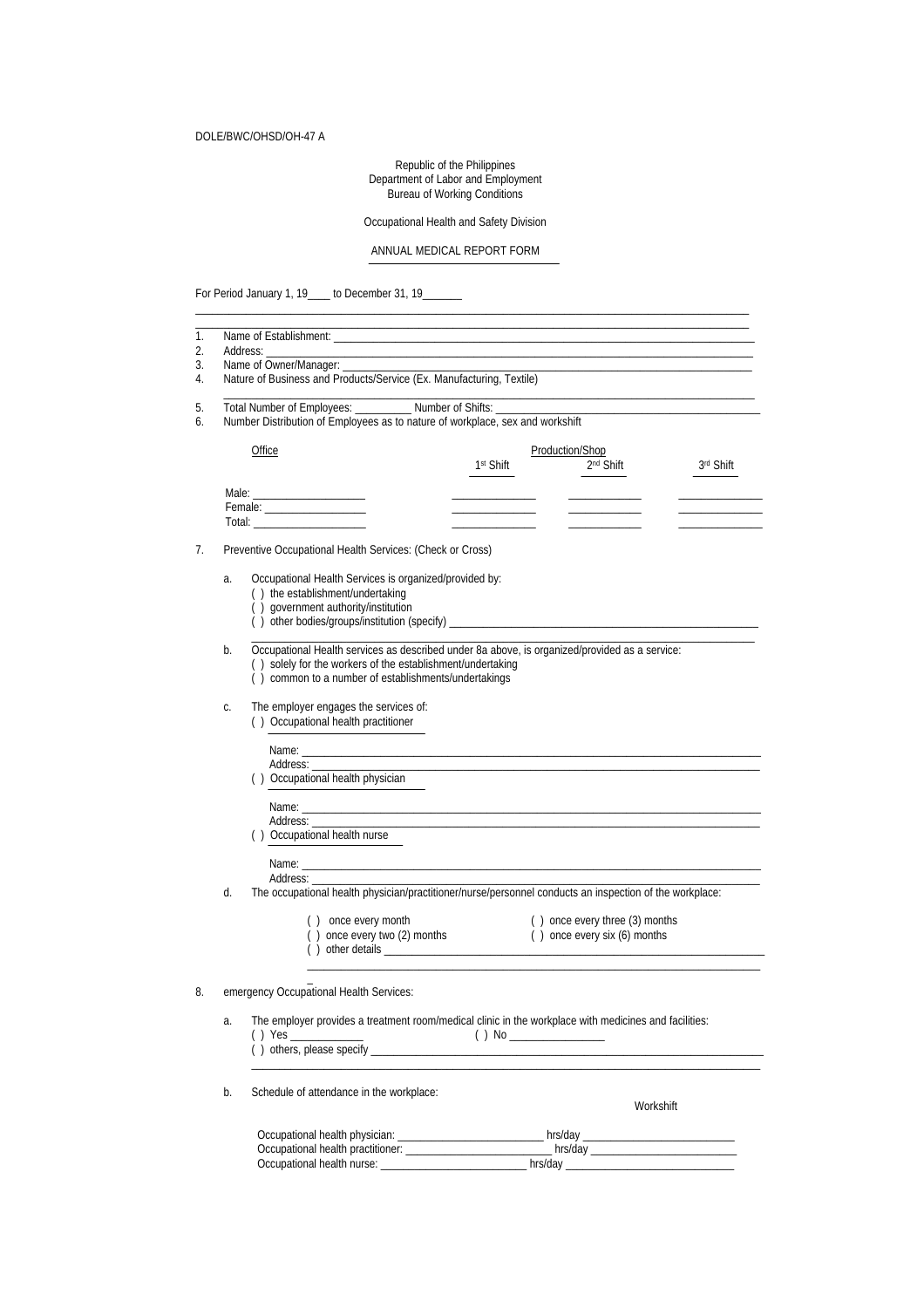DOLE/BWC/OHSD/OH-47 A

Republic of the Philippines
Department of Labor and Employment
Bureau of Working Conditions

Occupational Health and Safety Division

ANNUAL MEDICAL REPORT FORM

For Period January 1, 19____ to December 31, 19_______

1. Name of Establishment: ______________________________
2. Address: ______________________________
3. Name of Owner/Manager: ______________________________
4. Nature of Business and Products/Service (Ex. Manufacturing, Textile)

   ______________________________

5. Total Number of Employees: __________ Number of Shifts: ______________________________
6. Number Distribution of Employees as to nature of workplace, sex and workshift

| Office | Production/Shop 1st Shift | 2nd Shift | 3rd Shift |
|---|---|---|---|
| Male: ____________ | ____________ | ____________ | ____________ |
| Female: ____________ | ____________ | ____________ | ____________ |
| Total: ____________ | ____________ | ____________ | ____________ |

7. Preventive Occupational Health Services: (Check or Cross)

   a. Occupational Health Services is organized/provided by:
      ( ) the establishment/undertaking
      ( ) government authority/institution
      ( ) other bodies/groups/institution (specify) ______________________________

      ______________________________

   b. Occupational Health services as described under 8a above, is organized/provided as a service:
      ( ) solely for the workers of the establishment/undertaking
      ( ) common to a number of establishments/undertakings

   c. The employer engages the services of:
      ( ) Occupational health practitioner

      Name: ______________________________
      Address: ______________________________

      ( ) Occupational health physician

      Name: ______________________________
      Address: ______________________________

      ( ) Occupational health nurse

      Name: ______________________________
      Address: ______________________________

   d. The occupational health physician/practitioner/nurse/personnel conducts an inspection of the workplace:

      ( ) once every month ( ) once every three (3) months
      ( ) once every two (2) months ( ) once every six (6) months
      ( ) other details ______________________________

      ______________________________

8. emergency Occupational Health Services:

   a. The employer provides a treatment room/medical clinic in the workplace with medicines and facilities:
      ( ) Yes ____________ ( ) No ________________
      ( ) others, please specify ______________________________

      ______________________________

   b. Schedule of attendance in the workplace:

      Workshift

      Occupational health physician: ____________________ hrs/day ____________________
      Occupational health practitioner: ____________________ hrs/day ____________________
      Occupational health nurse: ____________________ hrs/day ____________________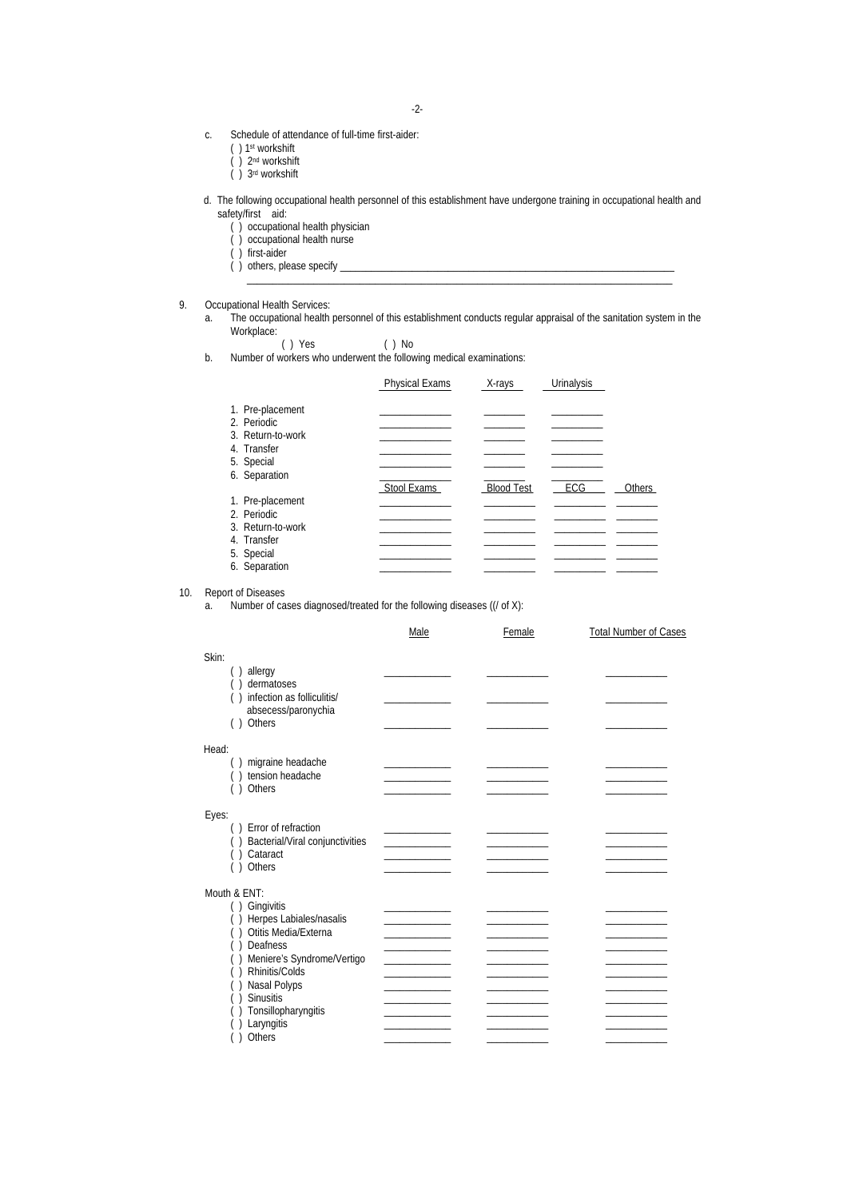c. Schedule of attendance of full-time first-aider:
   ( ) 1st workshift
   ( ) 2nd workshift
   ( ) 3rd workshift

d. The following occupational health personnel of this establishment have undergone training in occupational health and safety/first aid:
   ( ) occupational health physician
   ( ) occupational health nurse
   ( ) first-aider
   ( ) others, please specify ____________________________________________
   ________________________________________________________________

9. Occupational Health Services:

   a. The occupational health personnel of this establishment conducts regular appraisal of the sanitation system in the Workplace:

      ( ) Yes ( ) No

   b. Number of workers who underwent the following medical examinations:

| | Physical Exams | X-rays | Urinalysis |
|---|---|---|---|
| 1. Pre-placement | | | |
| 2. Periodic | | | |
| 3. Return-to-work | | | |
| 4. Transfer | | | |
| 5. Special | | | |
| 6. Separation | | | |

| | Stool Exams | Blood Test | ECG | Others |
|---|---|---|---|---|
| 1. Pre-placement | | | | |
| 2. Periodic | | | | |
| 3. Return-to-work | | | | |
| 4. Transfer | | | | |
| 5. Special | | | | |
| 6. Separation | | | | |

10. Report of Diseases

   a. Number of cases diagnosed/treated for the following diseases ((/ of X):

| | Male | Female | Total Number of Cases |
|---|---|---|---|
| **Skin:** | | | |
| ( ) allergy | | | |
| ( ) dermatoses | | | |
| ( ) infection as folliculitis/ absecess/paronychia | | | |
| ( ) Others | | | |
| **Head:** | | | |
| ( ) migraine headache | | | |
| ( ) tension headache | | | |
| ( ) Others | | | |
| **Eyes:** | | | |
| ( ) Error of refraction | | | |
| ( ) Bacterial/Viral conjunctivities | | | |
| ( ) Cataract | | | |
| ( ) Others | | | |
| **Mouth & ENT:** | | | |
| ( ) Gingivitis | | | |
| ( ) Herpes Labiales/nasalis | | | |
| ( ) Otitis Media/Externa | | | |
| ( ) Deafness | | | |
| ( ) Meniere's Syndrome/Vertigo | | | |
| ( ) Rhinitis/Colds | | | |
| ( ) Nasal Polyps | | | |
| ( ) Sinusitis | | | |
| ( ) Tonsillopharyngitis | | | |
| ( ) Laryngitis | | | |
| ( ) Others | | | |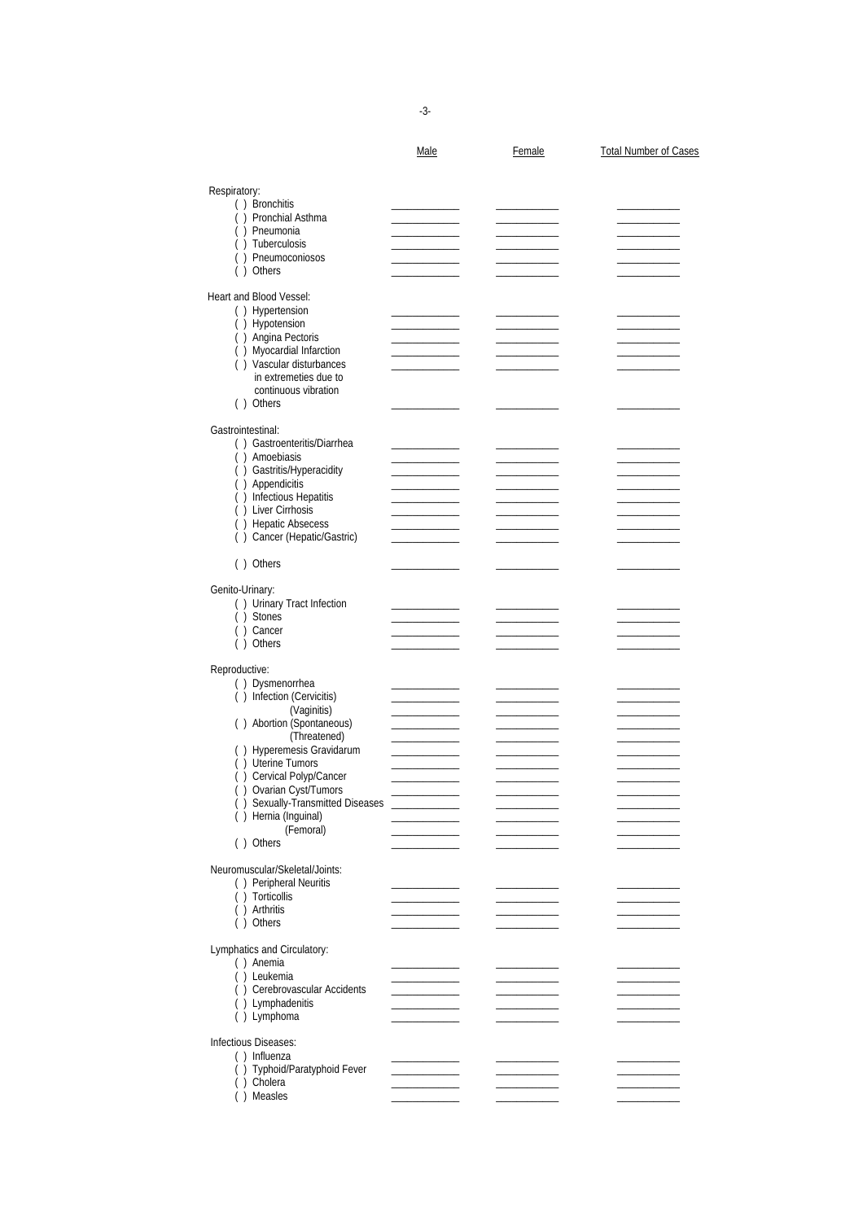| | Male | Female | Total Number of Cases |
|---|---|---|---|
| **Respiratory:** | | | |
| ( ) Bronchitis | | | |
| ( ) Pronchial Asthma | | | |
| ( ) Pneumonia | | | |
| ( ) Tuberculosis | | | |
| ( ) Pneumoconiosos | | | |
| ( ) Others | | | |
| **Heart and Blood Vessel:** | | | |
| ( ) Hypertension | | | |
| ( ) Hypotension | | | |
| ( ) Angina Pectoris | | | |
| ( ) Myocardial Infarction | | | |
| ( ) Vascular disturbances in extremeties due to continuous vibration | | | |
| ( ) Others | | | |
| **Gastrointestinal:** | | | |
| ( ) Gastroenteritis/Diarrhea | | | |
| ( ) Amoebiasis | | | |
| ( ) Gastritis/Hyperacidity | | | |
| ( ) Appendicitis | | | |
| ( ) Infectious Hepatitis | | | |
| ( ) Liver Cirrhosis | | | |
| ( ) Hepatic Absecess | | | |
| ( ) Cancer (Hepatic/Gastric) | | | |
| ( ) Others | | | |
| **Genito-Urinary:** | | | |
| ( ) Urinary Tract Infection | | | |
| ( ) Stones | | | |
| ( ) Cancer | | | |
| ( ) Others | | | |
| **Reproductive:** | | | |
| ( ) Dysmenorrhea | | | |
| ( ) Infection (Cervicitis) | | | |
| (Vaginitis) | | | |
| ( ) Abortion (Spontaneous) | | | |
| (Threatened) | | | |
| ( ) Hyperemesis Gravidarum | | | |
| ( ) Uterine Tumors | | | |
| ( ) Cervical Polyp/Cancer | | | |
| ( ) Ovarian Cyst/Tumors | | | |
| ( ) Sexually-Transmitted Diseases | | | |
| ( ) Hernia (Inguinal) | | | |
| (Femoral) | | | |
| ( ) Others | | | |
| **Neuromuscular/Skeletal/Joints:** | | | |
| ( ) Peripheral Neuritis | | | |
| ( ) Torticollis | | | |
| ( ) Arthritis | | | |
| ( ) Others | | | |
| **Lymphatics and Circulatory:** | | | |
| ( ) Anemia | | | |
| ( ) Leukemia | | | |
| ( ) Cerebrovascular Accidents | | | |
| ( ) Lymphadenitis | | | |
| ( ) Lymphoma | | | |
| **Infectious Diseases:** | | | |
| ( ) Influenza | | | |
| ( ) Typhoid/Paratyphoid Fever | | | |
| ( ) Cholera | | | |
| ( ) Measles | | | |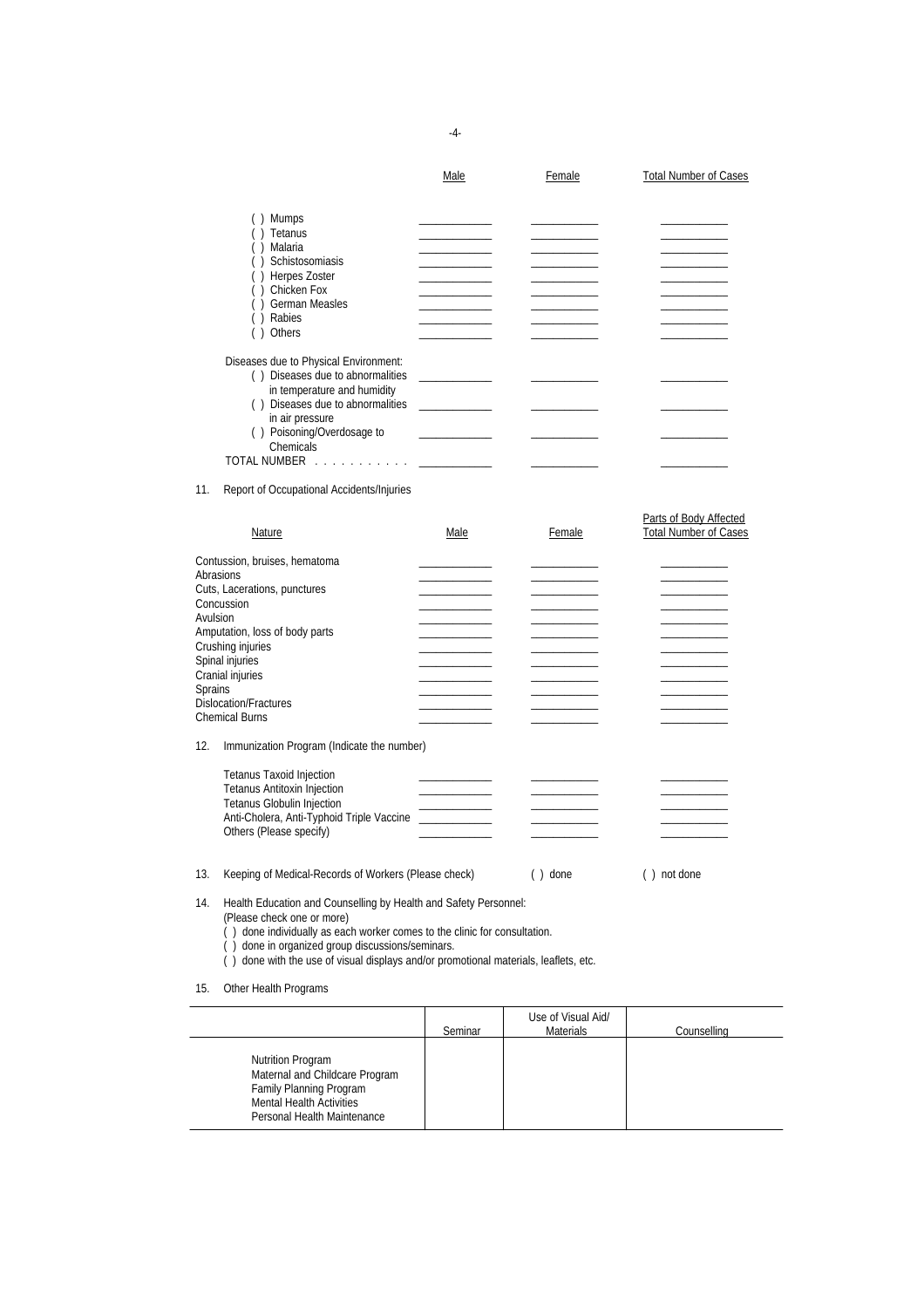| | Male | Female | Total Number of Cases |
|---|---|---|---|
| ( ) Mumps | \_\_\_\_\_\_\_\_\_\_ | \_\_\_\_\_\_\_\_\_\_ | \_\_\_\_\_\_\_\_\_\_ |
| ( ) Tetanus | \_\_\_\_\_\_\_\_\_\_ | \_\_\_\_\_\_\_\_\_\_ | \_\_\_\_\_\_\_\_\_\_ |
| ( ) Malaria | \_\_\_\_\_\_\_\_\_\_ | \_\_\_\_\_\_\_\_\_\_ | \_\_\_\_\_\_\_\_\_\_ |
| ( ) Schistosomiasis | \_\_\_\_\_\_\_\_\_\_ | \_\_\_\_\_\_\_\_\_\_ | \_\_\_\_\_\_\_\_\_\_ |
| ( ) Herpes Zoster | \_\_\_\_\_\_\_\_\_\_ | \_\_\_\_\_\_\_\_\_\_ | \_\_\_\_\_\_\_\_\_\_ |
| ( ) Chicken Fox | \_\_\_\_\_\_\_\_\_\_ | \_\_\_\_\_\_\_\_\_\_ | \_\_\_\_\_\_\_\_\_\_ |
| ( ) German Measles | \_\_\_\_\_\_\_\_\_\_ | \_\_\_\_\_\_\_\_\_\_ | \_\_\_\_\_\_\_\_\_\_ |
| ( ) Rabies | \_\_\_\_\_\_\_\_\_\_ | \_\_\_\_\_\_\_\_\_\_ | \_\_\_\_\_\_\_\_\_\_ |
| ( ) Others | \_\_\_\_\_\_\_\_\_\_ | \_\_\_\_\_\_\_\_\_\_ | \_\_\_\_\_\_\_\_\_\_ |
| Diseases due to Physical Environment: | | | |
| ( ) Diseases due to abnormalities in temperature and humidity | \_\_\_\_\_\_\_\_\_\_ | \_\_\_\_\_\_\_\_\_\_ | \_\_\_\_\_\_\_\_\_\_ |
| ( ) Diseases due to abnormalities in air pressure | \_\_\_\_\_\_\_\_\_\_ | \_\_\_\_\_\_\_\_\_\_ | \_\_\_\_\_\_\_\_\_\_ |
| ( ) Poisoning/Overdosage to Chemicals | \_\_\_\_\_\_\_\_\_\_ | \_\_\_\_\_\_\_\_\_\_ | \_\_\_\_\_\_\_\_\_\_ |
| TOTAL NUMBER . . . . . . . . . . . | \_\_\_\_\_\_\_\_\_\_ | \_\_\_\_\_\_\_\_\_\_ | \_\_\_\_\_\_\_\_\_\_ |

11. Report of Occupational Accidents/Injuries

| Nature | Male | Female | Parts of Body Affected Total Number of Cases |
|---|---|---|---|
| Contussion, bruises, hematoma | \_\_\_\_\_\_\_\_\_\_ | \_\_\_\_\_\_\_\_\_\_ | \_\_\_\_\_\_\_\_\_\_ |
| Abrasions | \_\_\_\_\_\_\_\_\_\_ | \_\_\_\_\_\_\_\_\_\_ | \_\_\_\_\_\_\_\_\_\_ |
| Cuts, Lacerations, punctures | \_\_\_\_\_\_\_\_\_\_ | \_\_\_\_\_\_\_\_\_\_ | \_\_\_\_\_\_\_\_\_\_ |
| Concussion | \_\_\_\_\_\_\_\_\_\_ | \_\_\_\_\_\_\_\_\_\_ | \_\_\_\_\_\_\_\_\_\_ |
| Avulsion | \_\_\_\_\_\_\_\_\_\_ | \_\_\_\_\_\_\_\_\_\_ | \_\_\_\_\_\_\_\_\_\_ |
| Amputation, loss of body parts | \_\_\_\_\_\_\_\_\_\_ | \_\_\_\_\_\_\_\_\_\_ | \_\_\_\_\_\_\_\_\_\_ |
| Crushing injuries | \_\_\_\_\_\_\_\_\_\_ | \_\_\_\_\_\_\_\_\_\_ | \_\_\_\_\_\_\_\_\_\_ |
| Spinal injuries | \_\_\_\_\_\_\_\_\_\_ | \_\_\_\_\_\_\_\_\_\_ | \_\_\_\_\_\_\_\_\_\_ |
| Cranial injuries | \_\_\_\_\_\_\_\_\_\_ | \_\_\_\_\_\_\_\_\_\_ | \_\_\_\_\_\_\_\_\_\_ |
| Sprains | \_\_\_\_\_\_\_\_\_\_ | \_\_\_\_\_\_\_\_\_\_ | \_\_\_\_\_\_\_\_\_\_ |
| Dislocation/Fractures | \_\_\_\_\_\_\_\_\_\_ | \_\_\_\_\_\_\_\_\_\_ | \_\_\_\_\_\_\_\_\_\_ |
| Chemical Burns | \_\_\_\_\_\_\_\_\_\_ | \_\_\_\_\_\_\_\_\_\_ | \_\_\_\_\_\_\_\_\_\_ |

12. Immunization Program (Indicate the number)

| | | | |
|---|---|---|---|
| Tetanus Taxoid Injection | \_\_\_\_\_\_\_\_\_\_ | \_\_\_\_\_\_\_\_\_\_ | \_\_\_\_\_\_\_\_\_\_ |
| Tetanus Antitoxin Injection | \_\_\_\_\_\_\_\_\_\_ | \_\_\_\_\_\_\_\_\_\_ | \_\_\_\_\_\_\_\_\_\_ |
| Tetanus Globulin Injection | \_\_\_\_\_\_\_\_\_\_ | \_\_\_\_\_\_\_\_\_\_ | \_\_\_\_\_\_\_\_\_\_ |
| Anti-Cholera, Anti-Typhoid Triple Vaccine | \_\_\_\_\_\_\_\_\_\_ | \_\_\_\_\_\_\_\_\_\_ | \_\_\_\_\_\_\_\_\_\_ |
| Others (Please specify) | \_\_\_\_\_\_\_\_\_\_ | \_\_\_\_\_\_\_\_\_\_ | \_\_\_\_\_\_\_\_\_\_ |

13. Keeping of Medical-Records of Workers (Please check) ( ) done ( ) not done

14. Health Education and Counselling by Health and Safety Personnel:
(Please check one or more)
( ) done individually as each worker comes to the clinic for consultation.
( ) done in organized group discussions/seminars.
( ) done with the use of visual displays and/or promotional materials, leaflets, etc.

15. Other Health Programs

| | Seminar | Use of Visual Aid/ Materials | Counselling |
|---|---|---|---|
| Nutrition Program<br>Maternal and Childcare Program<br>Family Planning Program<br>Mental Health Activities<br>Personal Health Maintenance | | | |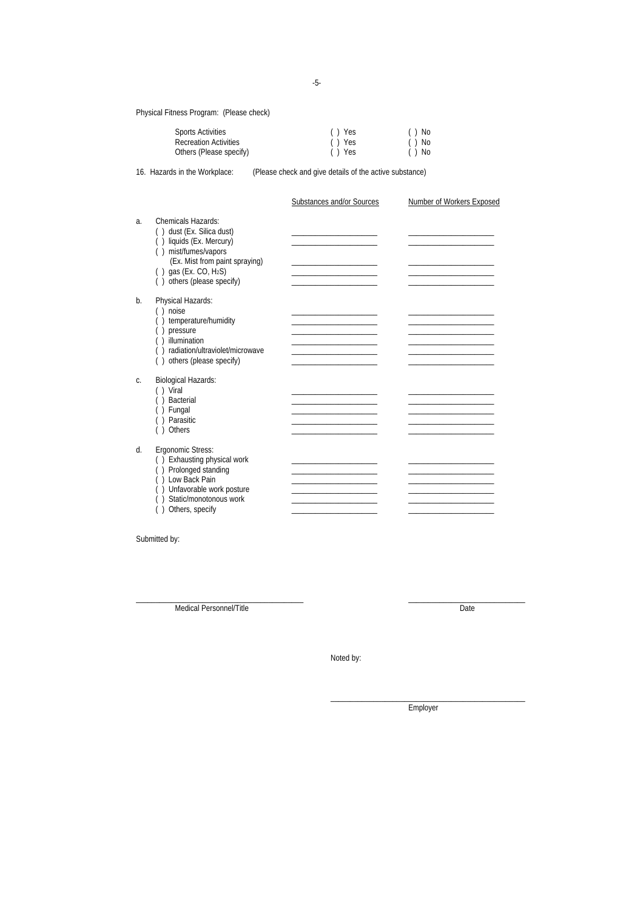Physical Fitness Program: (Please check)

| | | |
|---|---|---|
| Sports Activities | ( ) Yes | ( ) No |
| Recreation Activities | ( ) Yes | ( ) No |
| Others (Please specify) | ( ) Yes | ( ) No |

16. Hazards in the Workplace: (Please check and give details of the active substance)

| | Substances and/or Sources | Number of Workers Exposed |
|---|---|---|
| **a. Chemicals Hazards:** | | |
| ( ) dust (Ex. Silica dust) | ____________________ | ____________________ |
| ( ) liquids (Ex. Mercury) | ____________________ | ____________________ |
| ( ) mist/fumes/vapors (Ex. Mist from paint spraying) | ____________________ | ____________________ |
| ( ) gas (Ex. CO, $H_2S$) | ____________________ | ____________________ |
| ( ) others (please specify) | ____________________ | ____________________ |
| **b. Physical Hazards:** | | |
| ( ) noise | ____________________ | ____________________ |
| ( ) temperature/humidity | ____________________ | ____________________ |
| ( ) pressure | ____________________ | ____________________ |
| ( ) illumination | ____________________ | ____________________ |
| ( ) radiation/ultraviolet/microwave | ____________________ | ____________________ |
| ( ) others (please specify) | ____________________ | ____________________ |
| **c. Biological Hazards:** | | |
| ( ) Viral | ____________________ | ____________________ |
| ( ) Bacterial | ____________________ | ____________________ |
| ( ) Fungal | ____________________ | ____________________ |
| ( ) Parasitic | ____________________ | ____________________ |
| ( ) Others | ____________________ | ____________________ |
| **d. Ergonomic Stress:** | | |
| ( ) Exhausting physical work | ____________________ | ____________________ |
| ( ) Prolonged standing | ____________________ | ____________________ |
| ( ) Low Back Pain | ____________________ | ____________________ |
| ( ) Unfavorable work posture | ____________________ | ____________________ |
| ( ) Static/monotonous work | ____________________ | ____________________ |
| ( ) Others, specify | ____________________ | ____________________ |

Submitted by:

______________________________ ______________________

Medical Personnel/Title Date

Noted by:

______________________________

Employer